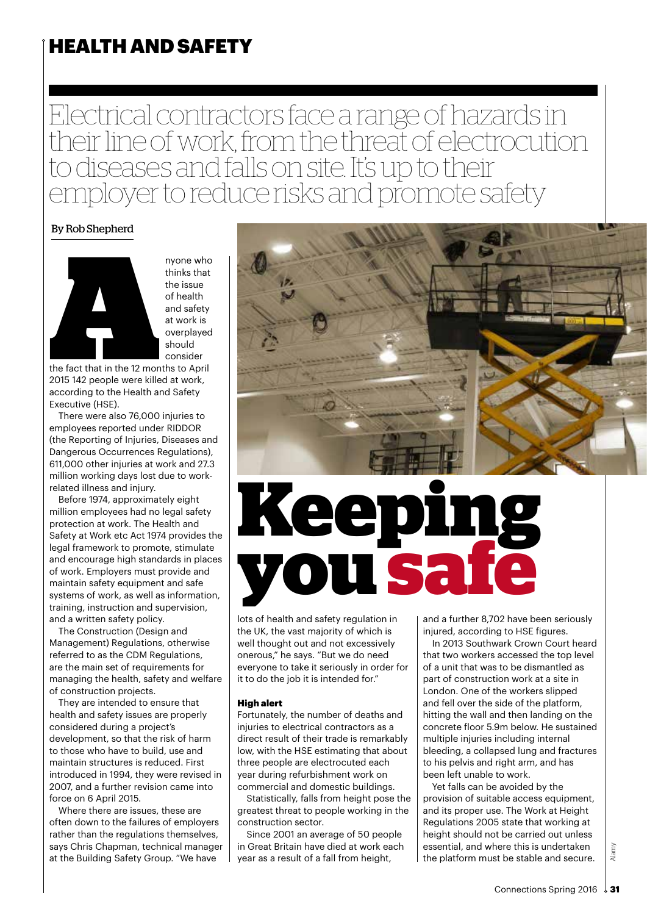# Keeping you safe

Electrical contractors face a range of hazards in their line of work, from the threat of electrocution to diseases and falls on site. It's up to their employer to reduce risks and promote safety

By Rob Shepherd

Anyone who thinks that the issue of health and safety at work is overplayed should consider the fact that in the 12 months to April 2015 142 people were killed at work, according to the Health and Safety Executive (HSE).

There were also 76,000 injuries to employees reported under RIDDOR (the Reporting of Injuries, Diseases and Dangerous Occurrences Regulations), 611,000 other injuries at work and 27.3 million working days lost due to work-related illness and injury.

Before 1974, approximately eight million employees had no legal safety protection at work. The Health and Safety at Work etc Act 1974 provides the legal framework to promote, stimulate and encourage high standards in places of work. Employers must provide and maintain safety equipment and safe systems of work, as well as information, training, instruction and supervision, and a written safety policy.

The Construction (Design and Management) Regulations, otherwise referred to as the CDM Regulations, are the main set of requirements for managing the health, safety and welfare of construction projects.

They are intended to ensure that health and safety issues are properly considered during a project's development, so that the risk of harm to those who have to build, use and maintain structures is reduced. First introduced in 1994, they were revised in 2007, and a further revision came into force on 6 April 2015.

Where there are issues, these are often down to the failures of employers rather than the regulations themselves, says Chris Chapman, technical manager at the Building Safety Group. "We have lots of health and safety regulation in the UK, the vast majority of which is well thought out and not excessively onerous," he says. "But we do need everyone to take it seriously in order for it to do the job it is intended for."

### High alert

Fortunately, the number of deaths and injuries to electrical contractors as a direct result of their trade is remarkably low, with the HSE estimating that about three people are electrocuted each year during refurbishment work on commercial and domestic buildings.

Statistically, falls from height pose the greatest threat to people working in the construction sector.

Since 2001 an average of 50 people in Great Britain have died at work each year as a result of a fall from height, and a further 8,702 have been seriously injured, according to HSE figures.

In 2013 Southwark Crown Court heard that two workers accessed the top level of a unit that was to be dismantled as part of construction work at a site in London. One of the workers slipped and fell over the side of the platform, hitting the wall and then landing on the concrete floor 5.9m below. He sustained multiple injuries including internal bleeding, a collapsed lung and fractures to his pelvis and right arm, and has been left unable to work.

Yet falls can be avoided by the provision of suitable access equipment, and its proper use. The Work at Height Regulations 2005 state that working at height should not be carried out unless essential, and where this is undertaken the platform must be stable and secure.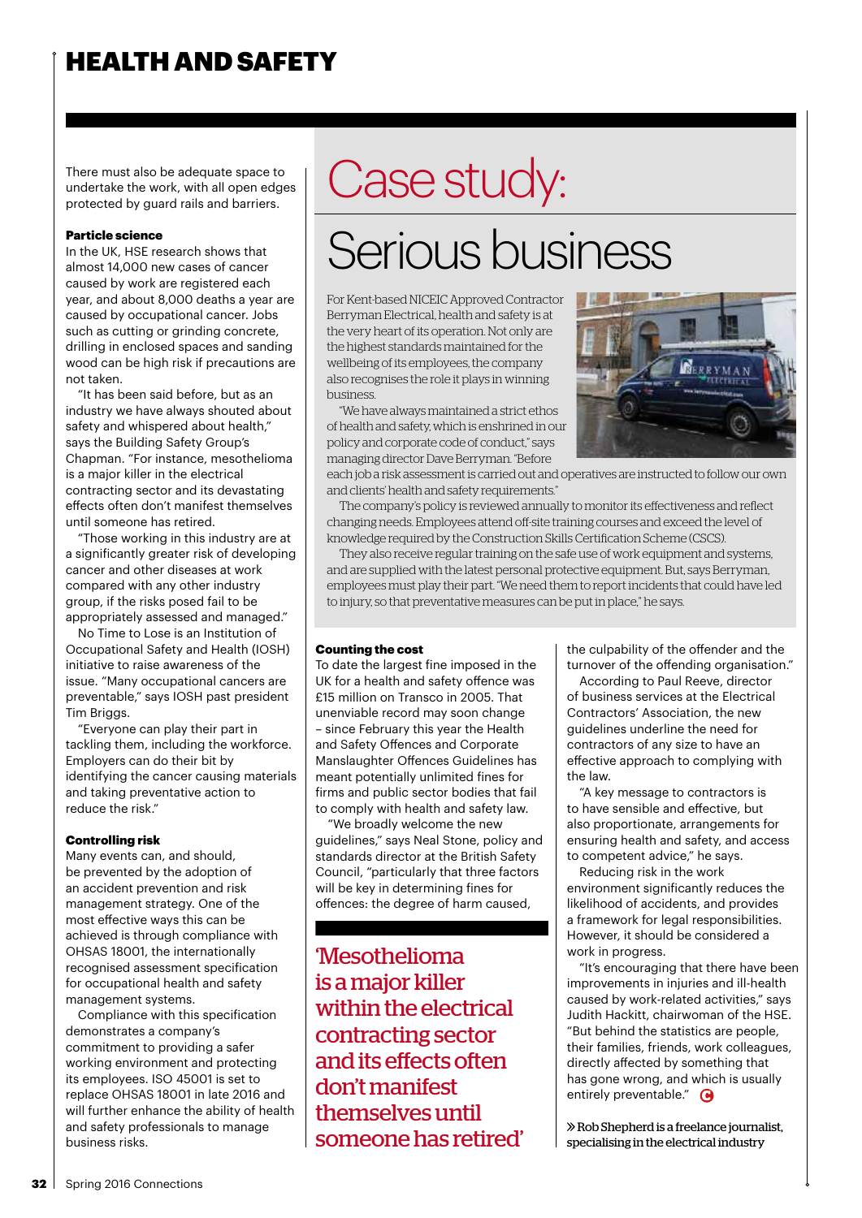# HEALTH AND SAFETY

There must also be adequate space to undertake the work, with all open edges protected by guard rails and barriers.

### Particle science

In the UK, HSE research shows that almost 14,000 new cases of cancer caused by work are registered each year, and about 8,000 deaths a year are caused by occupational cancer. Jobs such as cutting or grinding concrete, drilling in enclosed spaces and sanding wood can be high risk if precautions are not taken.

"It has been said before, but as an industry we have always shouted about safety and whispered about health," says the Building Safety Group's Chapman. "For instance, mesothelioma is a major killer in the electrical contracting sector and its devastating effects often don't manifest themselves until someone has retired.

"Those working in this industry are at a significantly greater risk of developing cancer and other diseases at work compared with any other industry group, if the risks posed fail to be appropriately assessed and managed."

No Time to Lose is an Institution of Occupational Safety and Health (IOSH) initiative to raise awareness of the issue. "Many occupational cancers are preventable," says IOSH past president Tim Briggs.

"Everyone can play their part in tackling them, including the workforce. Employers can do their bit by identifying the cancer causing materials and taking preventative action to reduce the risk."

### Controlling risk

Many events can, and should, be prevented by the adoption of an accident prevention and risk management strategy. One of the most effective ways this can be achieved is through compliance with OHSAS 18001, the internationally recognised assessment specification for occupational health and safety management systems.

Compliance with this specification demonstrates a company's commitment to providing a safer working environment and protecting its employees. ISO 45001 is set to replace OHSAS 18001 in late 2016 and will further enhance the ability of health and safety professionals to manage business risks.

## Case study: Serious business

For Kent-based NICEIC Approved Contractor Berryman Electrical, health and safety is at the very heart of its operation. Not only are the highest standards maintained for the wellbeing of its employees, the company also recognises the role it plays in winning business.

"We have always maintained a strict ethos of health and safety, which is enshrined in our policy and corporate code of conduct," says managing director Dave Berryman. "Before each job a risk assessment is carried out and operatives are instructed to follow our own and clients' health and safety requirements."

The company's policy is reviewed annually to monitor its effectiveness and reflect changing needs. Employees attend off-site training courses and exceed the level of knowledge required by the Construction Skills Certification Scheme (CSCS).

They also receive regular training on the safe use of work equipment and systems, and are supplied with the latest personal protective equipment. But, says Berryman, employees must play their part. "We need them to report incidents that could have led to injury, so that preventative measures can be put in place," he says.

### Counting the cost

To date the largest fine imposed in the UK for a health and safety offence was £15 million on Transco in 2005. That unenviable record may soon change – since February this year the Health and Safety Offences and Corporate Manslaughter Offences Guidelines has meant potentially unlimited fines for firms and public sector bodies that fail to comply with health and safety law.

"We broadly welcome the new guidelines," says Neal Stone, policy and standards director at the British Safety Council, "particularly that three factors will be key in determining fines for offences: the degree of harm caused, the culpability of the offender and the turnover of the offending organisation."

According to Paul Reeve, director of business services at the Electrical Contractors' Association, the new guidelines underline the need for contractors of any size to have an effective approach to complying with the law.

"A key message to contractors is to have sensible and effective, but also proportionate, arrangements for ensuring health and safety, and access to competent advice," he says.

Reducing risk in the work environment significantly reduces the likelihood of accidents, and provides a framework for legal responsibilities. However, it should be considered a work in progress.

"It's encouraging that there have been improvements in injuries and ill-health caused by work-related activities," says Judith Hackitt, chairwoman of the HSE. "But behind the statistics are people, their families, friends, work colleagues, directly affected by something that has gone wrong, and which is usually entirely preventable."

> 'Mesothelioma is a major killer within the electrical contracting sector and its effects often don't manifest themselves until someone has retired'

» Rob Shepherd is a freelance journalist, specialising in the electrical industry